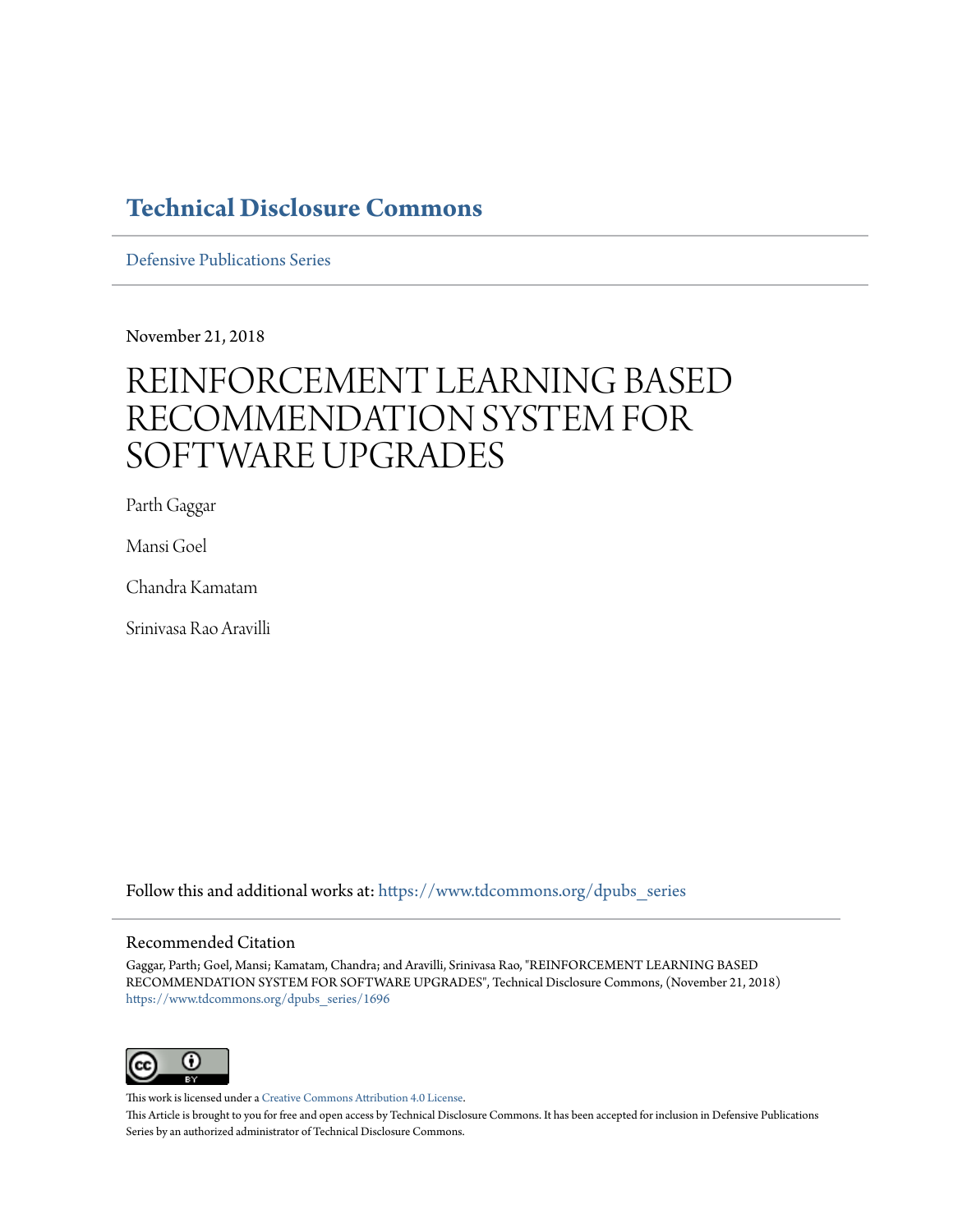# Technical Disclosure Commons

Defensive Publications Series

November 21, 2018

# REINFORCEMENT LEARNING BASED RECOMMENDATION SYSTEM FOR SOFTWARE UPGRADES

Parth Gaggar

Mansi Goel

Chandra Kamatam

Srinivasa Rao Aravilli

Follow this and additional works at: https://www.tdcommons.org/dpubs_series

## Recommended Citation

Gaggar, Parth; Goel, Mansi; Kamatam, Chandra; and Aravilli, Srinivasa Rao, "REINFORCEMENT LEARNING BASED RECOMMENDATION SYSTEM FOR SOFTWARE UPGRADES", Technical Disclosure Commons, (November 21, 2018)
https://www.tdcommons.org/dpubs_series/1696

This work is licensed under a Creative Commons Attribution 4.0 License.

This Article is brought to you for free and open access by Technical Disclosure Commons. It has been accepted for inclusion in Defensive Publications Series by an authorized administrator of Technical Disclosure Commons.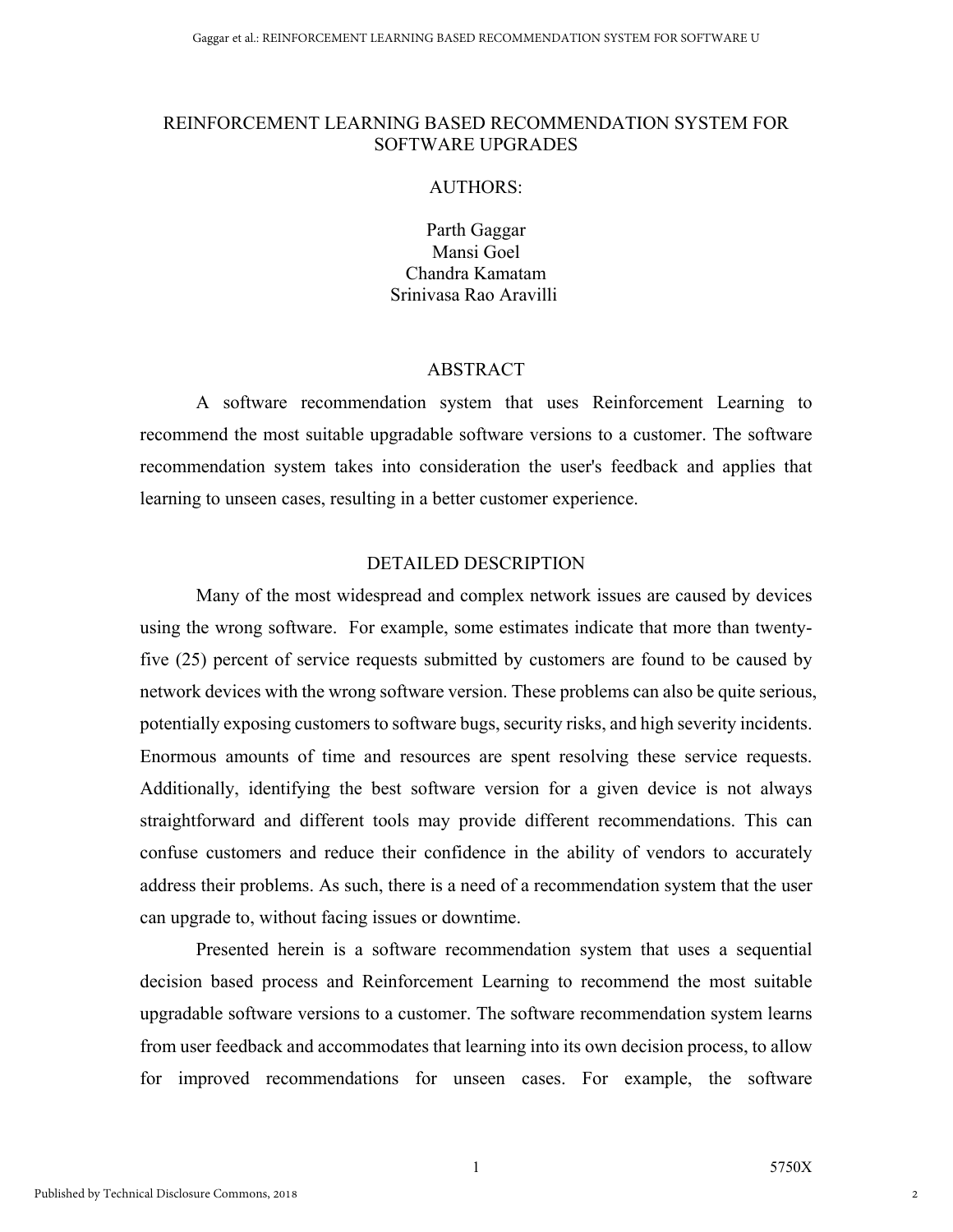# REINFORCEMENT LEARNING BASED RECOMMENDATION SYSTEM FOR SOFTWARE UPGRADES

AUTHORS:

Parth Gaggar
Mansi Goel
Chandra Kamatam
Srinivasa Rao Aravilli

## ABSTRACT

A software recommendation system that uses Reinforcement Learning to recommend the most suitable upgradable software versions to a customer. The software recommendation system takes into consideration the user's feedback and applies that learning to unseen cases, resulting in a better customer experience.

## DETAILED DESCRIPTION

Many of the most widespread and complex network issues are caused by devices using the wrong software. For example, some estimates indicate that more than twenty-five (25) percent of service requests submitted by customers are found to be caused by network devices with the wrong software version. These problems can also be quite serious, potentially exposing customers to software bugs, security risks, and high severity incidents. Enormous amounts of time and resources are spent resolving these service requests. Additionally, identifying the best software version for a given device is not always straightforward and different tools may provide different recommendations. This can confuse customers and reduce their confidence in the ability of vendors to accurately address their problems. As such, there is a need of a recommendation system that the user can upgrade to, without facing issues or downtime.

Presented herein is a software recommendation system that uses a sequential decision based process and Reinforcement Learning to recommend the most suitable upgradable software versions to a customer. The software recommendation system learns from user feedback and accommodates that learning into its own decision process, to allow for improved recommendations for unseen cases. For example, the software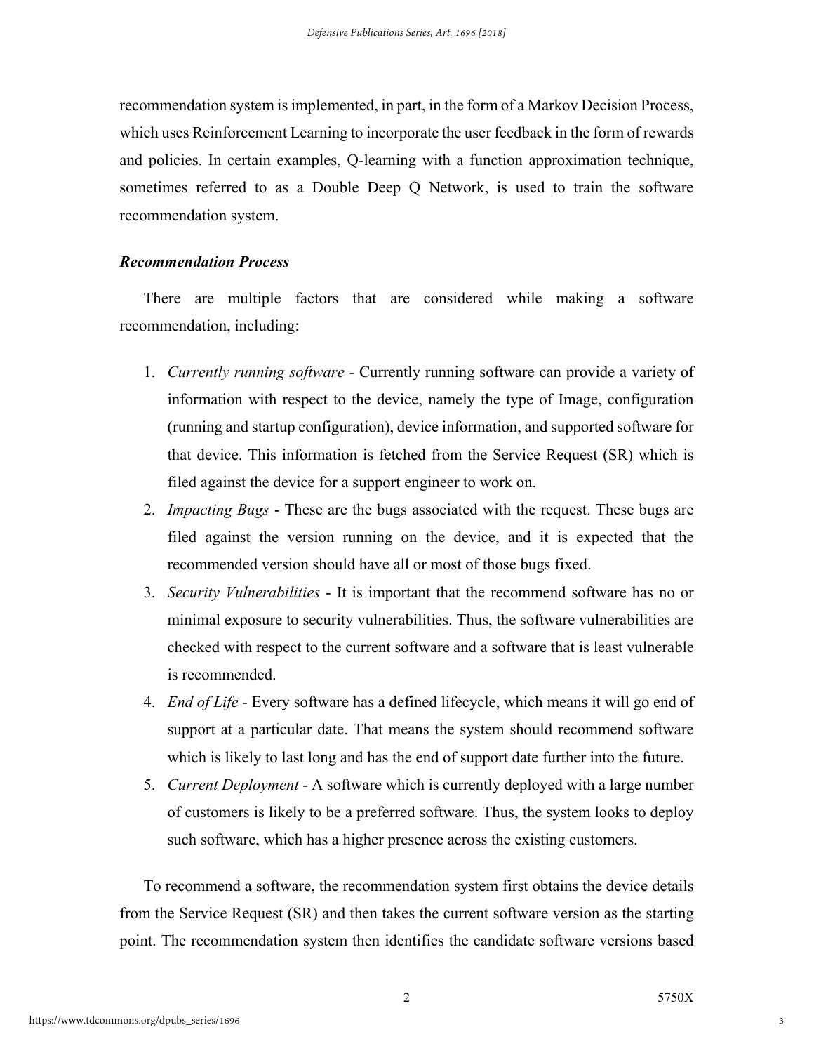recommendation system is implemented, in part, in the form of a Markov Decision Process, which uses Reinforcement Learning to incorporate the user feedback in the form of rewards and policies. In certain examples, Q-learning with a function approximation technique, sometimes referred to as a Double Deep Q Network, is used to train the software recommendation system.

### *Recommendation Process*

There are multiple factors that are considered while making a software recommendation, including:

1. *Currently running software* - Currently running software can provide a variety of information with respect to the device, namely the type of Image, configuration (running and startup configuration), device information, and supported software for that device. This information is fetched from the Service Request (SR) which is filed against the device for a support engineer to work on.
2. *Impacting Bugs* - These are the bugs associated with the request. These bugs are filed against the version running on the device, and it is expected that the recommended version should have all or most of those bugs fixed.
3. *Security Vulnerabilities* - It is important that the recommend software has no or minimal exposure to security vulnerabilities. Thus, the software vulnerabilities are checked with respect to the current software and a software that is least vulnerable is recommended.
4. *End of Life* - Every software has a defined lifecycle, which means it will go end of support at a particular date. That means the system should recommend software which is likely to last long and has the end of support date further into the future.
5. *Current Deployment* - A software which is currently deployed with a large number of customers is likely to be a preferred software. Thus, the system looks to deploy such software, which has a higher presence across the existing customers.

To recommend a software, the recommendation system first obtains the device details from the Service Request (SR) and then takes the current software version as the starting point. The recommendation system then identifies the candidate software versions based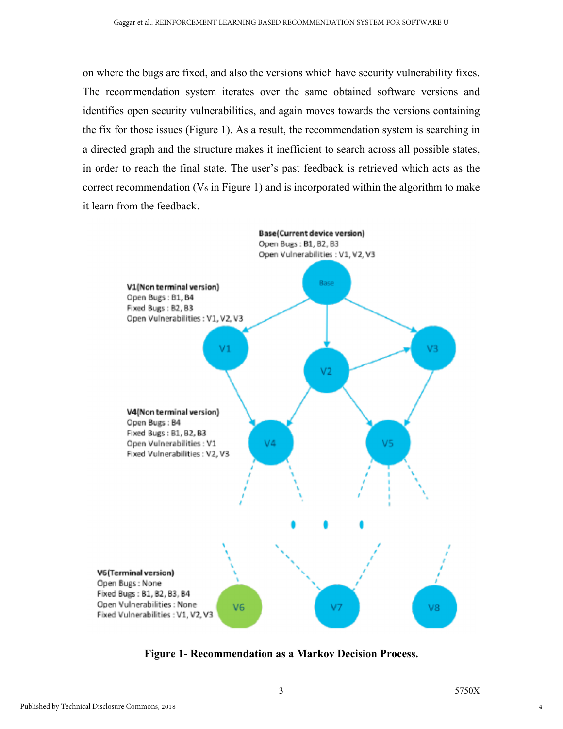on where the bugs are fixed, and also the versions which have security vulnerability fixes. The recommendation system iterates over the same obtained software versions and identifies open security vulnerabilities, and again moves towards the versions containing the fix for those issues (Figure 1). As a result, the recommendation system is searching in a directed graph and the structure makes it inefficient to search across all possible states, in order to reach the final state. The user's past feedback is retrieved which acts as the correct recommendation ($V_6$ in Figure 1) and is incorporated within the algorithm to make it learn from the feedback.

**Base(Current device version)**
Open Bugs : B1, B2, B3
Open Vulnerabilities : V1, V2, V3

**V1(Non terminal version)**
Open Bugs : B1, B4
Fixed Bugs : B2, B3
Open Vulnerabilities : V1, V2, V3

**V4(Non terminal version)**
Open Bugs : B4
Fixed Bugs : B1, B2, B3
Open Vulnerabilities : V1
Fixed Vulnerabilities : V2, V3

**V6(Terminal version)**
Open Bugs : None
Fixed Bugs : B1, B2, B3, B4
Open Vulnerabilities : None
Fixed Vulnerabilities : V1, V2, V3

**Figure 1- Recommendation as a Markov Decision Process.**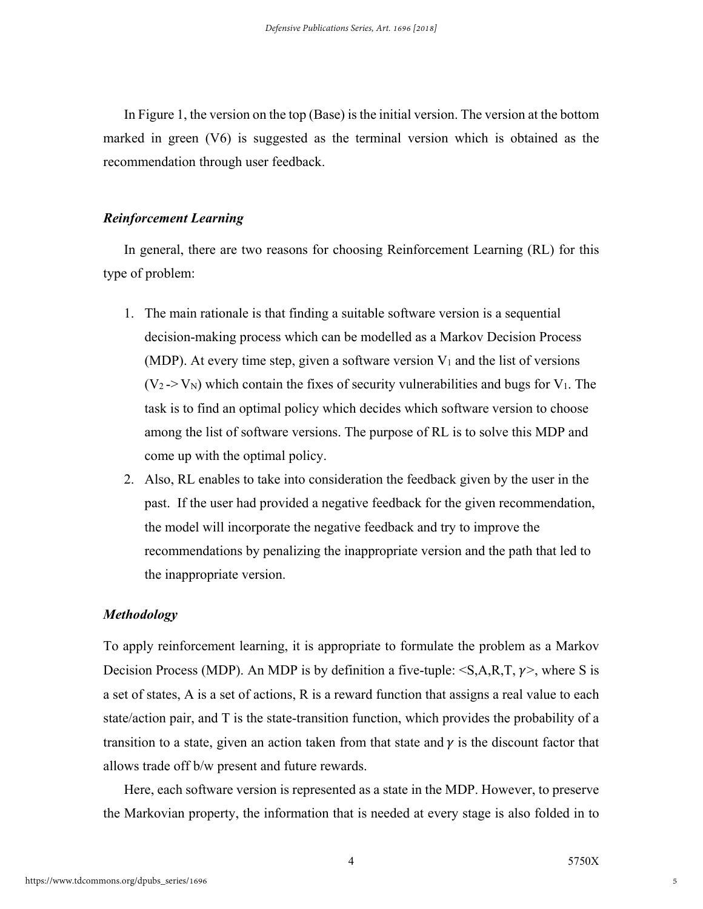In Figure 1, the version on the top (Base) is the initial version. The version at the bottom marked in green (V6) is suggested as the terminal version which is obtained as the recommendation through user feedback.

### *Reinforcement Learning*

In general, there are two reasons for choosing Reinforcement Learning (RL) for this type of problem:

1. The main rationale is that finding a suitable software version is a sequential decision-making process which can be modelled as a Markov Decision Process (MDP). At every time step, given a software version $V_1$ and the list of versions ($V_2$ -> $V_N$) which contain the fixes of security vulnerabilities and bugs for $V_1$. The task is to find an optimal policy which decides which software version to choose among the list of software versions. The purpose of RL is to solve this MDP and come up with the optimal policy.
2. Also, RL enables to take into consideration the feedback given by the user in the past. If the user had provided a negative feedback for the given recommendation, the model will incorporate the negative feedback and try to improve the recommendations by penalizing the inappropriate version and the path that led to the inappropriate version.

### *Methodology*

To apply reinforcement learning, it is appropriate to formulate the problem as a Markov Decision Process (MDP). An MDP is by definition a five-tuple: $<S,A,R,T,\gamma>$, where S is a set of states, A is a set of actions, R is a reward function that assigns a real value to each state/action pair, and T is the state-transition function, which provides the probability of a transition to a state, given an action taken from that state and $\gamma$ is the discount factor that allows trade off b/w present and future rewards.

Here, each software version is represented as a state in the MDP. However, to preserve the Markovian property, the information that is needed at every stage is also folded in to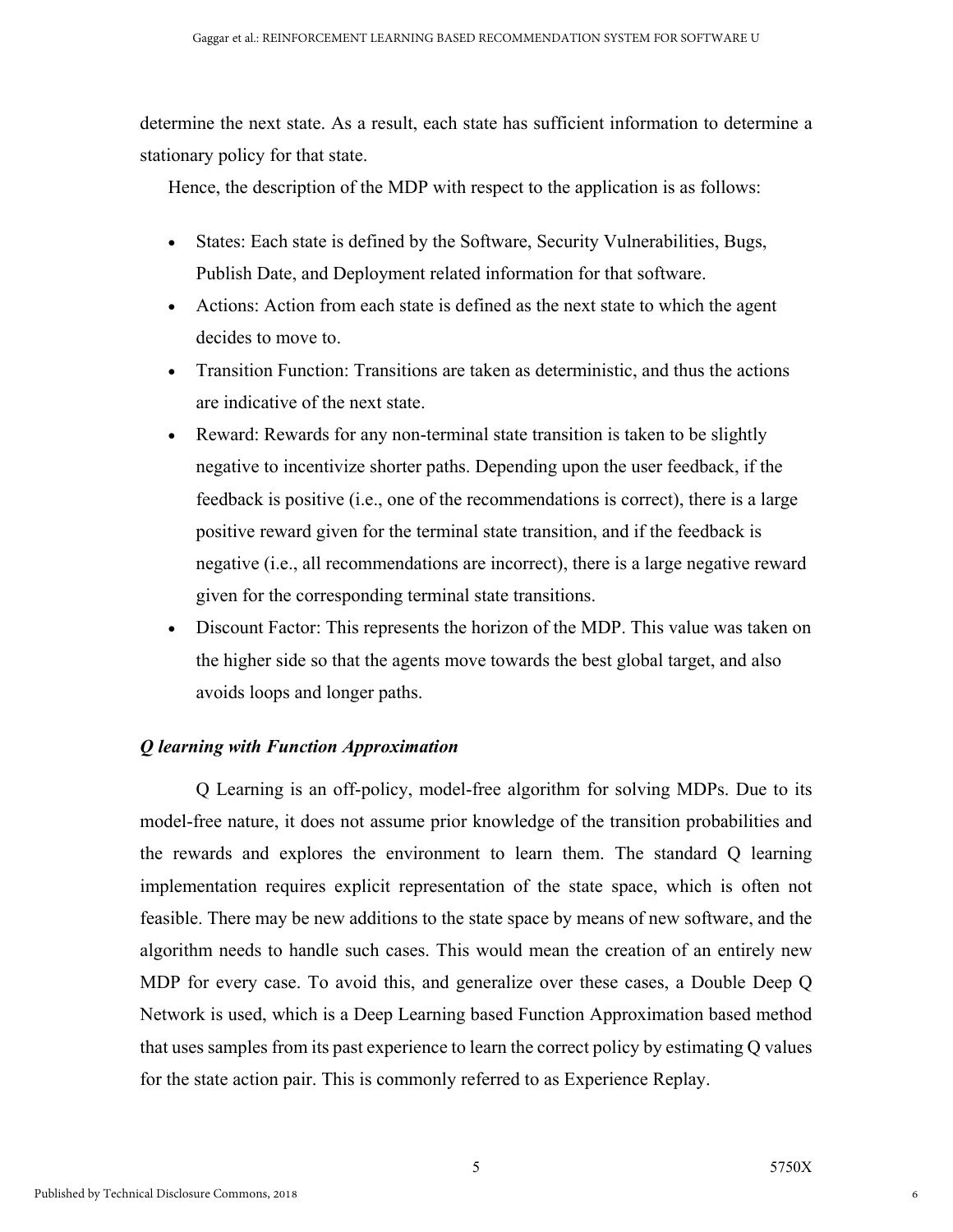determine the next state. As a result, each state has sufficient information to determine a stationary policy for that state.

Hence, the description of the MDP with respect to the application is as follows:

- States: Each state is defined by the Software, Security Vulnerabilities, Bugs, Publish Date, and Deployment related information for that software.
- Actions: Action from each state is defined as the next state to which the agent decides to move to.
- Transition Function: Transitions are taken as deterministic, and thus the actions are indicative of the next state.
- Reward: Rewards for any non-terminal state transition is taken to be slightly negative to incentivize shorter paths. Depending upon the user feedback, if the feedback is positive (i.e., one of the recommendations is correct), there is a large positive reward given for the terminal state transition, and if the feedback is negative (i.e., all recommendations are incorrect), there is a large negative reward given for the corresponding terminal state transitions.
- Discount Factor: This represents the horizon of the MDP. This value was taken on the higher side so that the agents move towards the best global target, and also avoids loops and longer paths.

***Q learning with Function Approximation***

Q Learning is an off-policy, model-free algorithm for solving MDPs. Due to its model-free nature, it does not assume prior knowledge of the transition probabilities and the rewards and explores the environment to learn them. The standard Q learning implementation requires explicit representation of the state space, which is often not feasible. There may be new additions to the state space by means of new software, and the algorithm needs to handle such cases. This would mean the creation of an entirely new MDP for every case. To avoid this, and generalize over these cases, a Double Deep Q Network is used, which is a Deep Learning based Function Approximation based method that uses samples from its past experience to learn the correct policy by estimating Q values for the state action pair. This is commonly referred to as Experience Replay.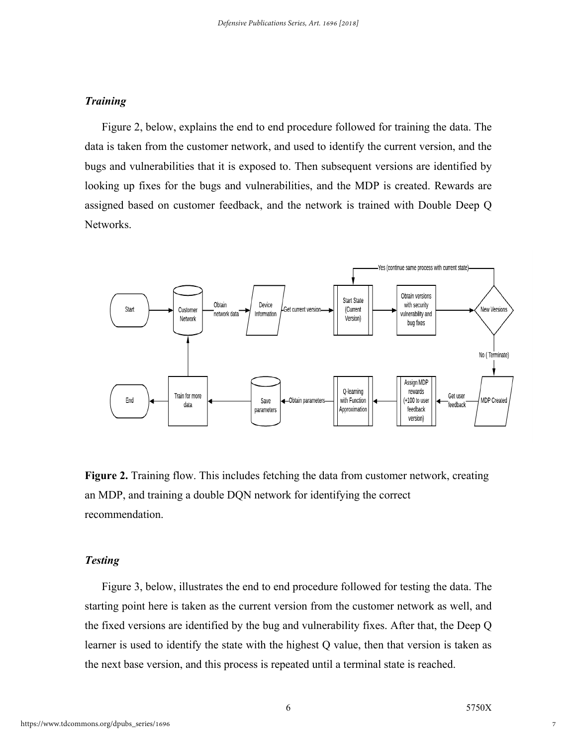### *Training*

Figure 2, below, explains the end to end procedure followed for training the data. The data is taken from the customer network, and used to identify the current version, and the bugs and vulnerabilities that it is exposed to. Then subsequent versions are identified by looking up fixes for the bugs and vulnerabilities, and the MDP is created. Rewards are assigned based on customer feedback, and the network is trained with Double Deep Q Networks.

**Figure 2.** Training flow. This includes fetching the data from customer network, creating an MDP, and training a double DQN network for identifying the correct recommendation.

### *Testing*

Figure 3, below, illustrates the end to end procedure followed for testing the data. The starting point here is taken as the current version from the customer network as well, and the fixed versions are identified by the bug and vulnerability fixes. After that, the Deep Q learner is used to identify the state with the highest Q value, then that version is taken as the next base version, and this process is repeated until a terminal state is reached.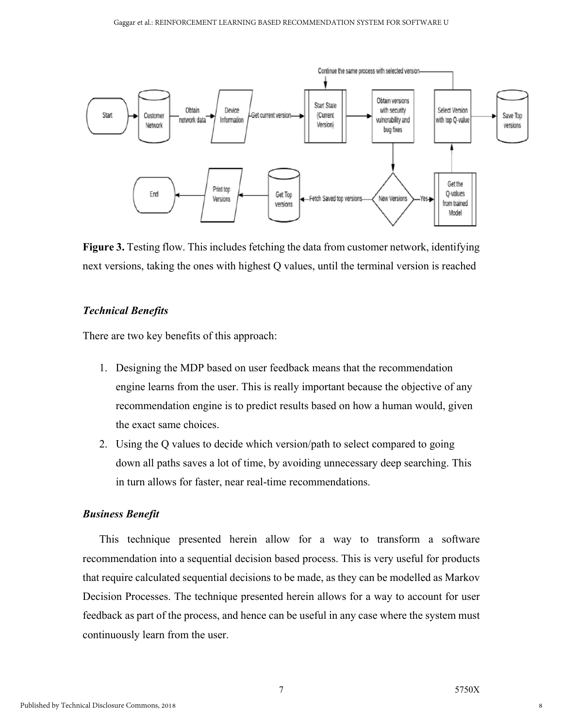Start
Customer Network
Obtain network data
Device Information
Get current version
Start State (Current Version)
Obtain versions with security vulnerability and bug fixes
Select Version with top Q-value
Save Top versions
Continue the same process with selected version
End
Print top Versions
Get Top versions
Fetch Saved top versions
New Versions
Yes
Get the Q-values from trained Model

**Figure 3.** Testing flow. This includes fetching the data from customer network, identifying next versions, taking the ones with highest Q values, until the terminal version is reached

### *Technical Benefits*

There are two key benefits of this approach:

1. Designing the MDP based on user feedback means that the recommendation engine learns from the user. This is really important because the objective of any recommendation engine is to predict results based on how a human would, given the exact same choices.
2. Using the Q values to decide which version/path to select compared to going down all paths saves a lot of time, by avoiding unnecessary deep searching. This in turn allows for faster, near real-time recommendations.

### *Business Benefit*

This technique presented herein allow for a way to transform a software recommendation into a sequential decision based process. This is very useful for products that require calculated sequential decisions to be made, as they can be modelled as Markov Decision Processes. The technique presented herein allows for a way to account for user feedback as part of the process, and hence can be useful in any case where the system must continuously learn from the user.